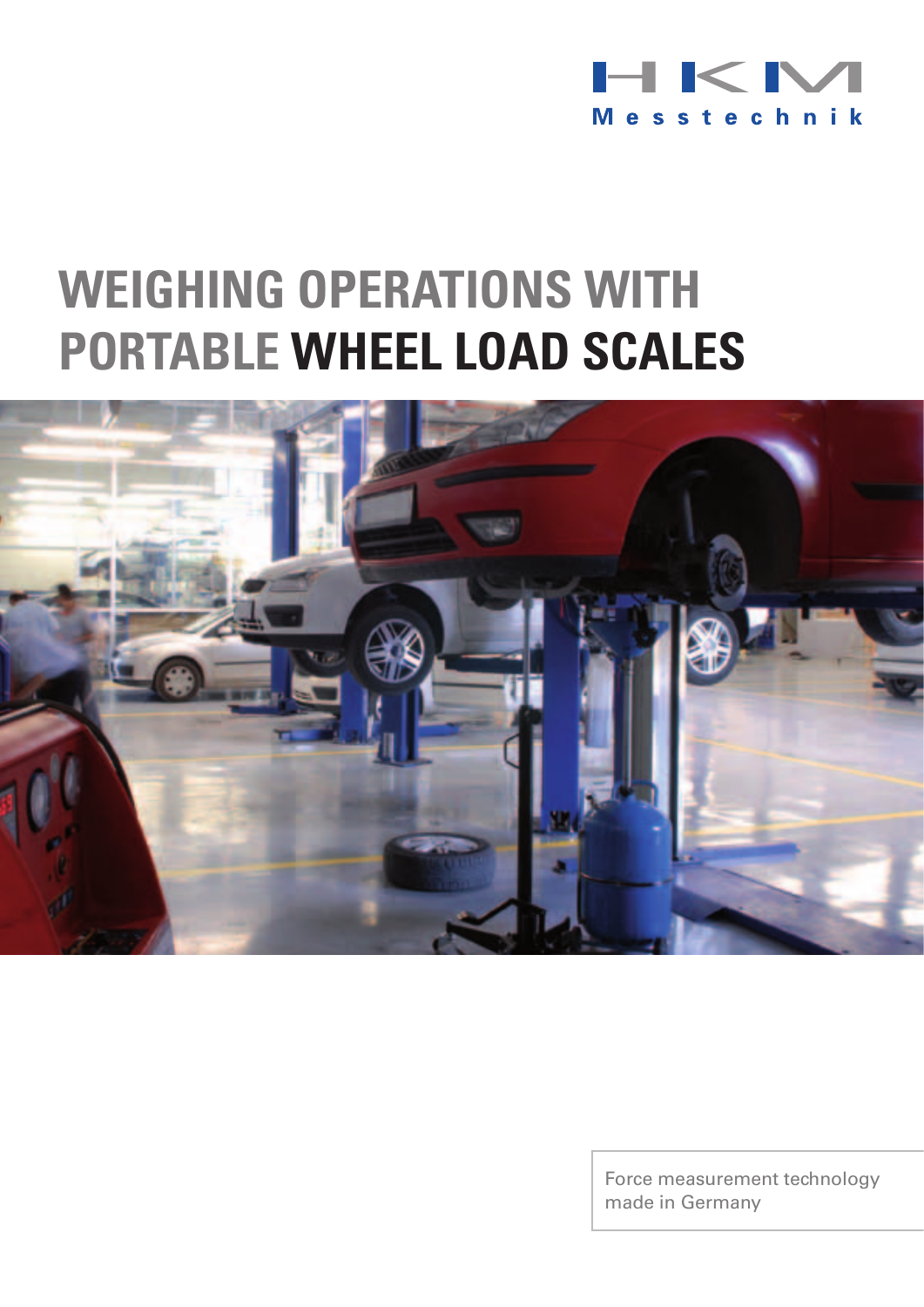HKM Messtechnik

# WEIGHING OPERATIONS WITH PORTABLE **WHEEL LOAD SCALES**

Force measurement technology made in Germany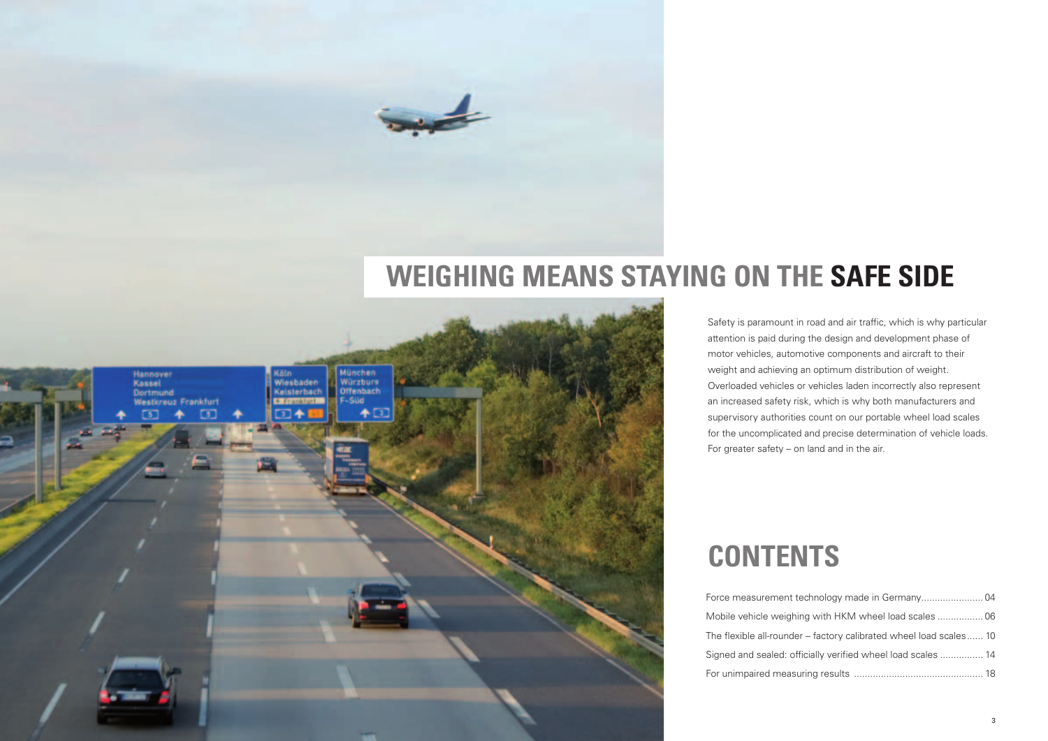# WEIGHING MEANS STAYING ON THE **SAFE SIDE**

Safety is paramount in road and air traffic, which is why particular attention is paid during the design and development phase of motor vehicles, automotive components and aircraft to their weight and achieving an optimum distribution of weight. Overloaded vehicles or vehicles laden incorrectly also represent an increased safety risk, which is why both manufacturers and supervisory authorities count on our portable wheel load scales for the uncomplicated and precise determination of vehicle loads. For greater safety – on land and in the air.

## CONTENTS

Force measurement technology made in Germany....................... 04
Mobile vehicle weighing with HKM wheel load scales ................. 06
The flexible all-rounder – factory calibrated wheel load scales...... 10
Signed and sealed: officially verified wheel load scales ................ 14
For unimpaired measuring results ................................................ 18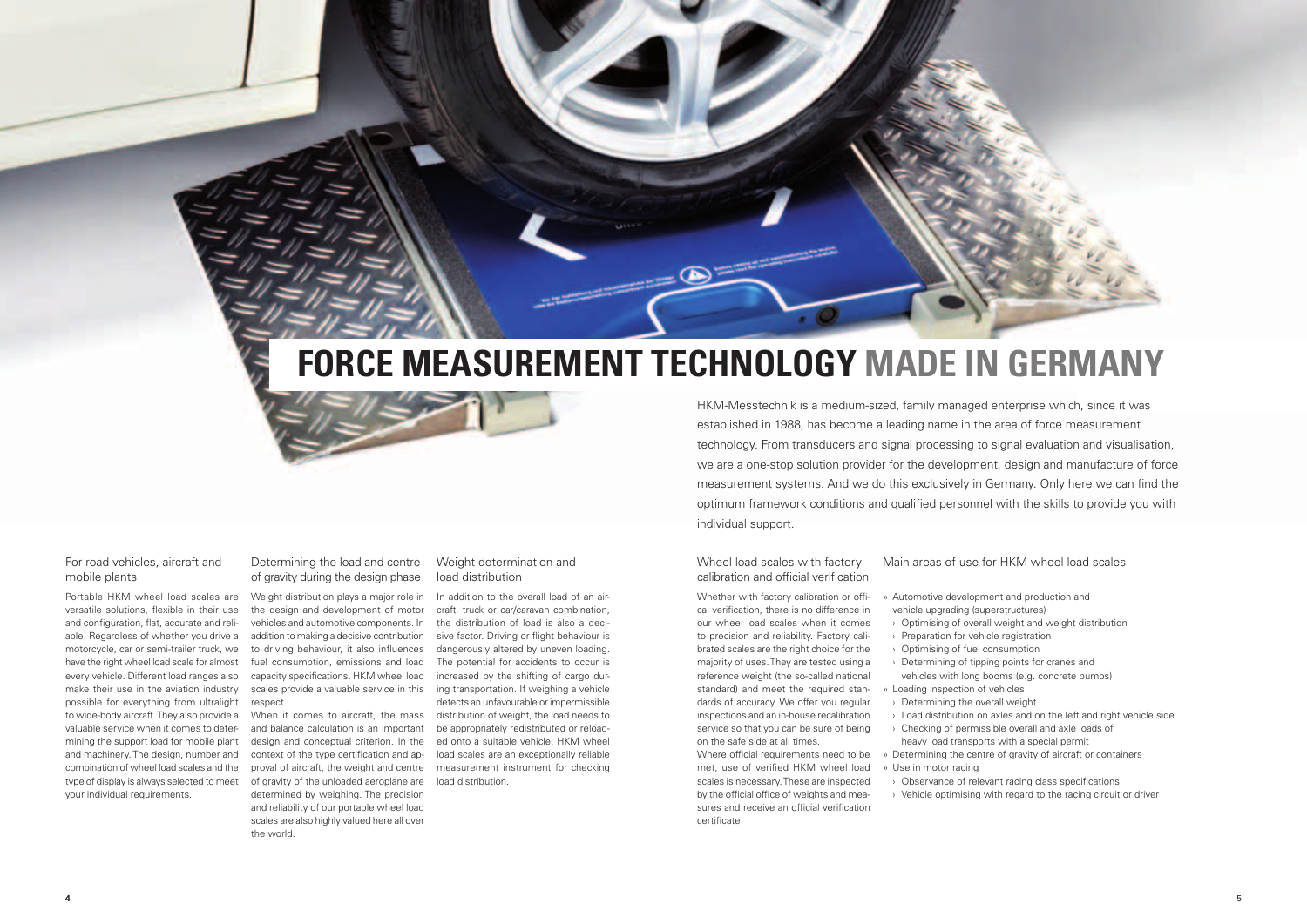# FORCE MEASUREMENT TECHNOLOGY MADE IN GERMANY

HKM-Messtechnik is a medium-sized, family managed enterprise which, since it was established in 1988, has become a leading name in the area of force measurement technology. From transducers and signal processing to signal evaluation and visualisation, we are a one-stop solution provider for the development, design and manufacture of force measurement systems. And we do this exclusively in Germany. Only here we can find the optimum framework conditions and qualified personnel with the skills to provide you with individual support.

## For road vehicles, aircraft and mobile plants

Portable HKM wheel load scales are versatile solutions, flexible in their use and configuration, flat, accurate and reliable. Regardless of whether you drive a motorcycle, car or semi-trailer truck, we have the right wheel load scale for almost every vehicle. Different load ranges also make their use in the aviation industry possible for everything from ultralight to wide-body aircraft. They also provide a valuable service when it comes to determining the support load for mobile plant and machinery. The design, number and combination of wheel load scales and the type of display is always selected to meet your individual requirements.

## Determining the load and centre of gravity during the design phase

Weight distribution plays a major role in the design and development of motor vehicles and automotive components. In addition to making a decisive contribution to driving behaviour, it also influences fuel consumption, emissions and load capacity specifications. HKM wheel load scales provide a valuable service in this respect.

When it comes to aircraft, the mass and balance calculation is an important design and conceptual criterion. In the context of the type certification and approval of aircraft, the weight and centre of gravity of the unloaded aeroplane are determined by weighing. The precision and reliability of our portable wheel load scales are also highly valued here all over the world.

## Weight determination and load distribution

In addition to the overall load of an aircraft, truck or car/caravan combination, the distribution of load is also a decisive factor. Driving or flight behaviour is dangerously altered by uneven loading. The potential for accidents to occur is increased by the shifting of cargo during transportation. If weighing a vehicle detects an unfavourable or impermissible distribution of weight, the load needs to be appropriately redistributed or reloaded onto a suitable vehicle. HKM wheel load scales are an exceptionally reliable measurement instrument for checking load distribution.

## Wheel load scales with factory calibration and official verification

Whether with factory calibration or official verification, there is no difference in our wheel load scales when it comes to precision and reliability. Factory calibrated scales are the right choice for the majority of uses. They are tested using a reference weight (the so-called national standard) and meet the required standards of accuracy. We offer you regular inspections and an in-house recalibration service so that you can be sure of being on the safe side at all times.

Where official requirements need to be met, use of verified HKM wheel load scales is necessary. These are inspected by the official office of weights and measures and receive an official verification certificate.

## Main areas of use for HKM wheel load scales

- » Automotive development and production and vehicle upgrading (superstructures)
  - › Optimising of overall weight and weight distribution
  - › Preparation for vehicle registration
  - › Optimising of fuel consumption
  - › Determining of tipping points for cranes and vehicles with long booms (e.g. concrete pumps)
- » Loading inspection of vehicles
  - › Determining the overall weight
  - › Load distribution on axles and on the left and right vehicle side
  - › Checking of permissible overall and axle loads of heavy load transports with a special permit
- » Determining the centre of gravity of aircraft or containers
- » Use in motor racing
  - › Observance of relevant racing class specifications
  - › Vehicle optimising with regard to the racing circuit or driver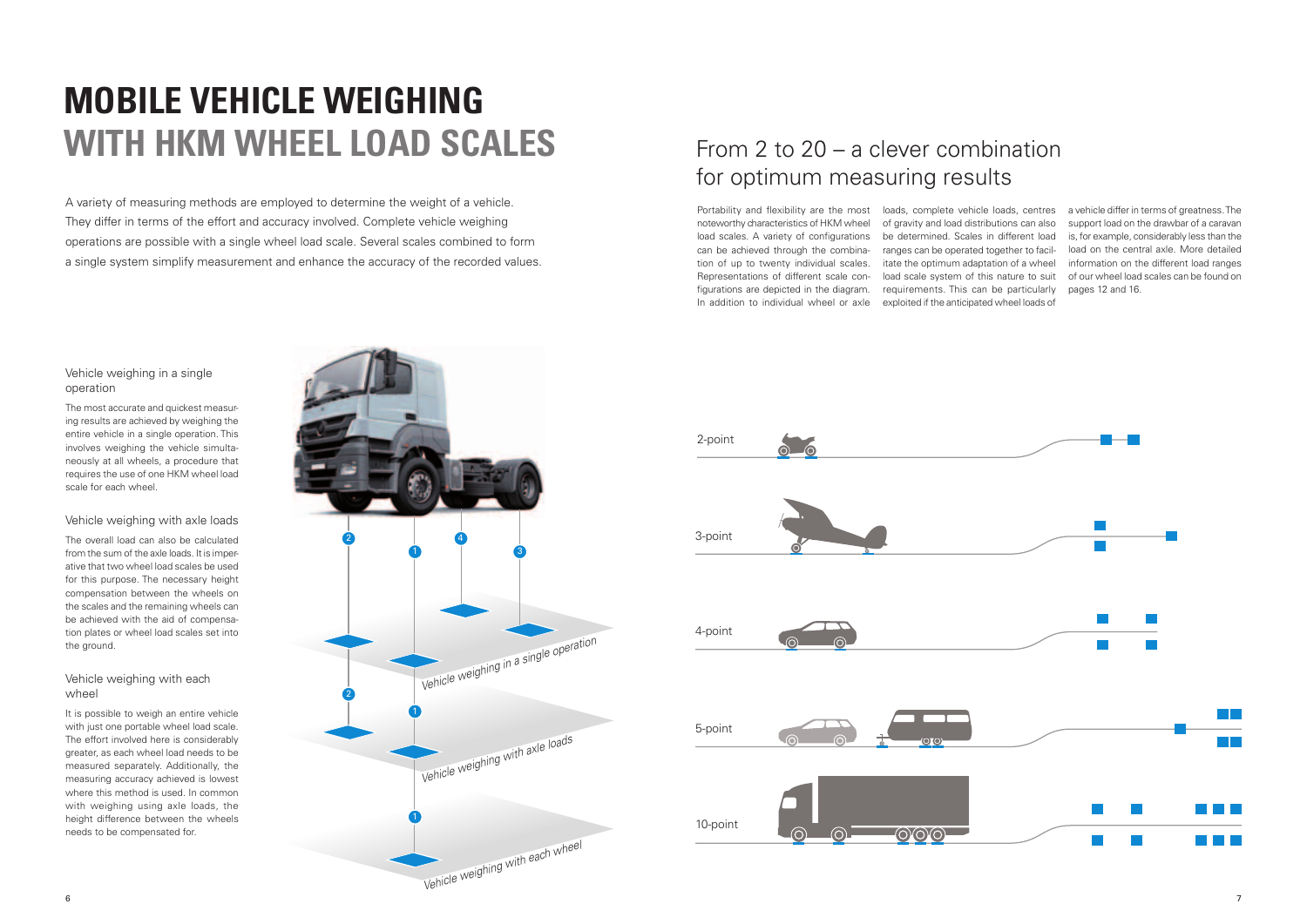# MOBILE VEHICLE WEIGHING
# WITH HKM WHEEL LOAD SCALES

A variety of measuring methods are employed to determine the weight of a vehicle. They differ in terms of the effort and accuracy involved. Complete vehicle weighing operations are possible with a single wheel load scale. Several scales combined to form a single system simplify measurement and enhance the accuracy of the recorded values.

### Vehicle weighing in a single operation

The most accurate and quickest measuring results are achieved by weighing the entire vehicle in a single operation. This involves weighing the vehicle simultaneously at all wheels, a procedure that requires the use of one HKM wheel load scale for each wheel.

### Vehicle weighing with axle loads

The overall load can also be calculated from the sum of the axle loads. It is imperative that two wheel load scales be used for this purpose. The necessary height compensation between the wheels on the scales and the remaining wheels can be achieved with the aid of compensation plates or wheel load scales set into the ground.

### Vehicle weighing with each wheel

It is possible to weigh an entire vehicle with just one portable wheel load scale. The effort involved here is considerably greater, as each wheel load needs to be measured separately. Additionally, the measuring accuracy achieved is lowest where this method is used. In common with weighing using axle loads, the height difference between the wheels needs to be compensated for.

2
1
4
3
Vehicle weighing in a single operation
2
1
Vehicle weighing with axle loads
1
Vehicle weighing with each wheel

## From 2 to 20 – a clever combination for optimum measuring results

Portability and flexibility are the most noteworthy characteristics of HKM wheel load scales. A variety of configurations can be achieved through the combination of up to twenty individual scales. Representations of different scale configurations are depicted in the diagram. In addition to individual wheel or axle loads, complete vehicle loads, centres of gravity and load distributions can also be determined. Scales in different load ranges can be operated together to facilitate the optimum adaptation of a wheel load scale system of this nature to suit requirements. This can be particularly exploited if the anticipated wheel loads of a vehicle differ in terms of greatness. The support load on the drawbar of a caravan is, for example, considerably less than the load on the central axle. More detailed information on the different load ranges of our wheel load scales can be found on pages 12 and 16.

2-point
3-point
4-point
5-point
10-point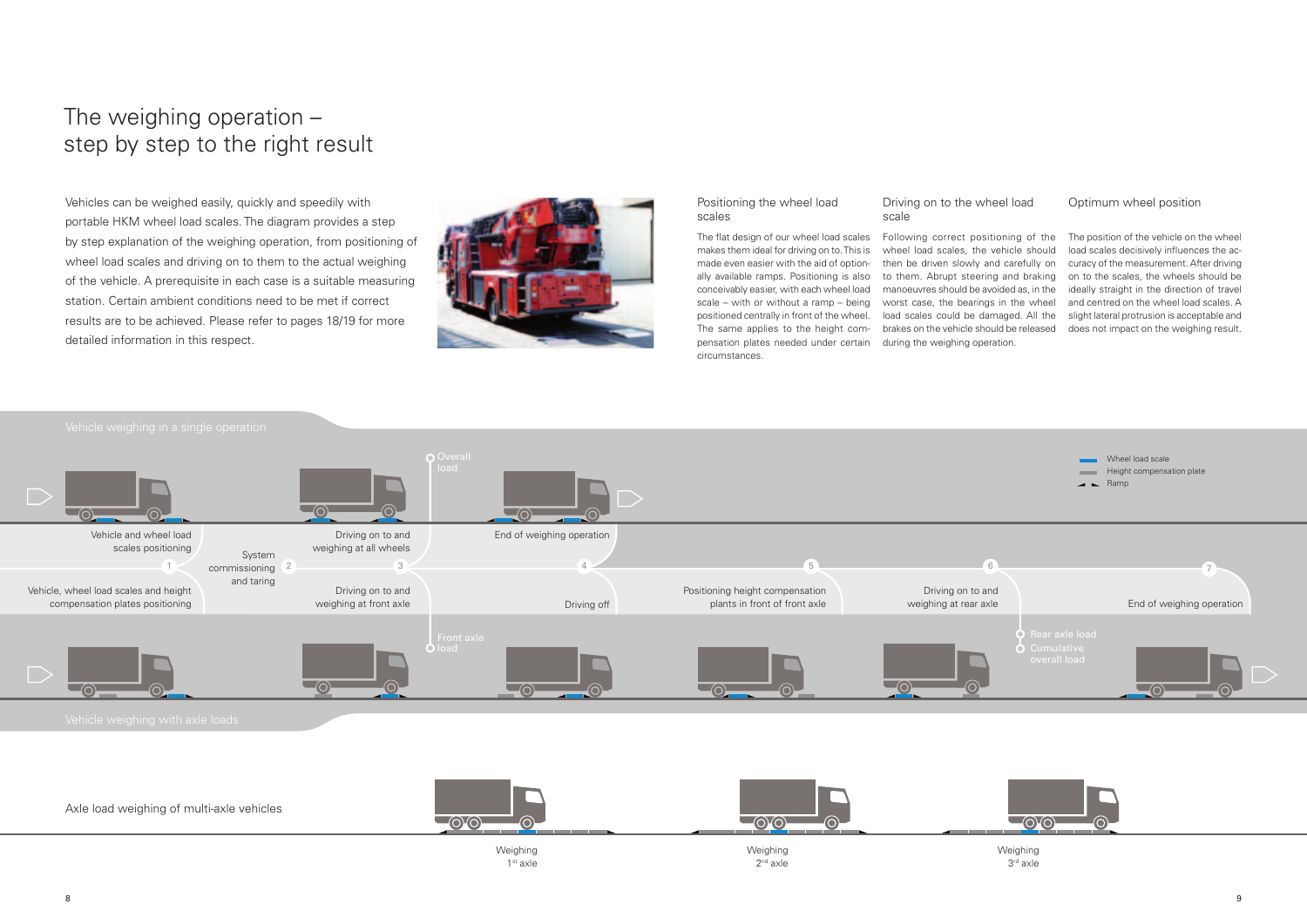# The weighing operation – step by step to the right result

Vehicles can be weighed easily, quickly and speedily with portable HKM wheel load scales. The diagram provides a step by step explanation of the weighing operation, from positioning of wheel load scales and driving on to them to the actual weighing of the vehicle. A prerequisite in each case is a suitable measuring station. Certain ambient conditions need to be met if correct results are to be achieved. Please refer to pages 18/19 for more detailed information in this respect.

## Positioning the wheel load scales

The flat design of our wheel load scales makes them ideal for driving on to. This is made even easier with the aid of optionally available ramps. Positioning is also conceivably easier, with each wheel load scale – with or without a ramp – being positioned centrally in front of the wheel. The same applies to the height compensation plates needed under certain circumstances.

## Driving on to the wheel load scale

Following correct positioning of the wheel load scales, the vehicle should then be driven slowly and carefully on to them. Abrupt steering and braking manoeuvres should be avoided as, in the worst case, the bearings in the wheel load scales could be damaged. All the brakes on the vehicle should be released during the weighing operation.

## Optimum wheel position

The position of the vehicle on the wheel load scales decisively influences the accuracy of the measurement. After driving on to the scales, the wheels should be ideally straight in the direction of travel and centred on the wheel load scales. A slight lateral protrusion is acceptable and does not impact on the weighing result.

Vehicle weighing in a single operation

Wheel load scale
Height compensation plate
Ramp

Overall load

1 Vehicle and wheel load scales positioning
2 System commissioning and taring
3 Driving on to and weighing at all wheels
4 End of weighing operation

1 Vehicle, wheel load scales and height compensation plates positioning
2 System commissioning and taring
3 Driving on to and weighing at front axle
4 Driving off
5 Positioning height compensation plants in front of front axle
6 Driving on to and weighing at rear axle
7 End of weighing operation

Front axle load

Rear axle load
Cumulative overall load

Vehicle weighing with axle loads

Axle load weighing of multi-axle vehicles

Weighing 1st axle

Weighing 2nd axle

Weighing 3rd axle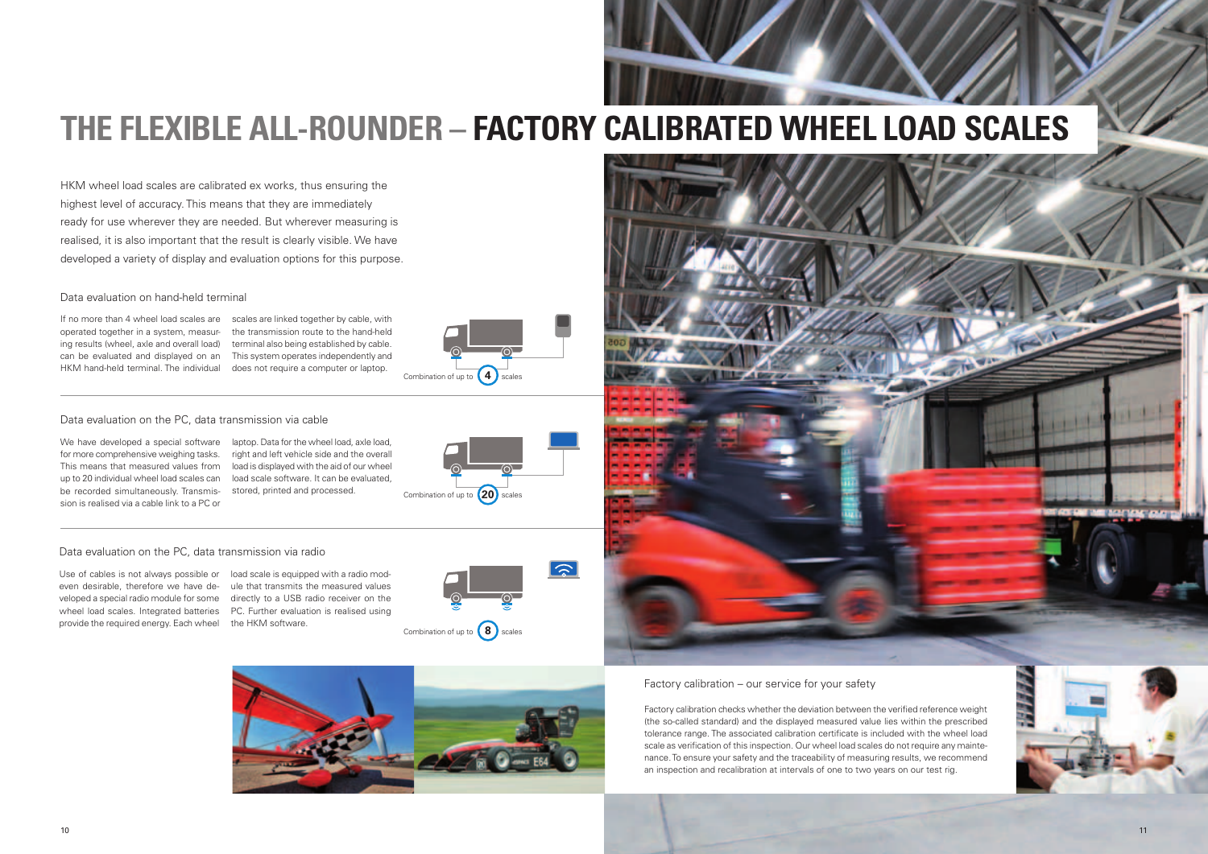# THE FLEXIBLE ALL-ROUNDER – FACTORY CALIBRATED WHEEL LOAD SCALES

HKM wheel load scales are calibrated ex works, thus ensuring the highest level of accuracy. This means that they are immediately ready for use wherever they are needed. But wherever measuring is realised, it is also important that the result is clearly visible. We have developed a variety of display and evaluation options for this purpose.

## Data evaluation on hand-held terminal

If no more than 4 wheel load scales are operated together in a system, measuring results (wheel, axle and overall load) can be evaluated and displayed on an HKM hand-held terminal. The individual scales are linked together by cable, with the transmission route to the hand-held terminal also being established by cable. This system operates independently and does not require a computer or laptop.

Combination of up to **4** scales

## Data evaluation on the PC, data transmission via cable

We have developed a special software for more comprehensive weighing tasks. This means that measured values from up to 20 individual wheel load scales can be recorded simultaneously. Transmission is realised via a cable link to a PC or laptop. Data for the wheel load, axle load, right and left vehicle side and the overall load is displayed with the aid of our wheel load scale software. It can be evaluated, stored, printed and processed.

Combination of up to **20** scales

## Data evaluation on the PC, data transmission via radio

Use of cables is not always possible or even desirable, therefore we have developed a special radio module for some wheel load scales. Integrated batteries provide the required energy. Each wheel load scale is equipped with a radio module that transmits the measured values directly to a USB radio receiver on the PC. Further evaluation is realised using the HKM software.

Combination of up to **8** scales

## Factory calibration – our service for your safety

Factory calibration checks whether the deviation between the verified reference weight (the so-called standard) and the displayed measured value lies within the prescribed tolerance range. The associated calibration certificate is included with the wheel load scale as verification of this inspection. Our wheel load scales do not require any maintenance. To ensure your safety and the traceability of measuring results, we recommend an inspection and recalibration at intervals of one to two years on our test rig.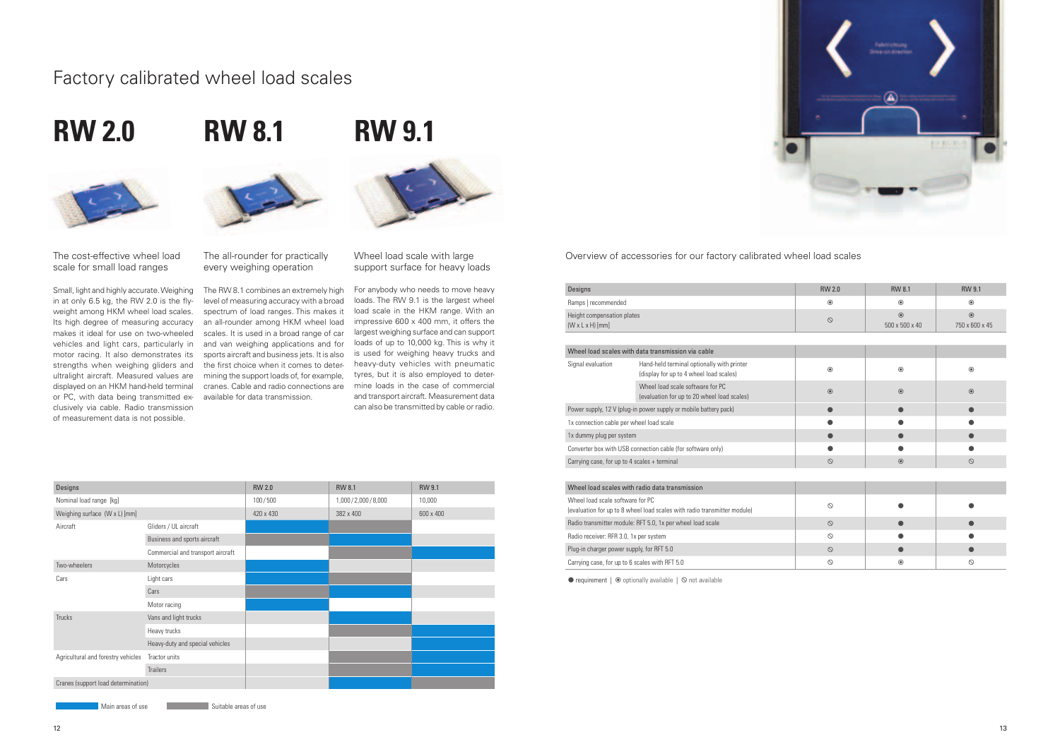# Factory calibrated wheel load scales

## RW 2.0

### The cost-effective wheel load scale for small load ranges

Small, light and highly accurate. Weighing in at only 6.5 kg, the RW 2.0 is the fly-weight among HKM wheel load scales. Its high degree of measuring accuracy makes it ideal for use on two-wheeled vehicles and light cars, particularly in motor racing. It also demonstrates its strengths when weighing gliders and ultralight aircraft. Measured values are displayed on an HKM hand-held terminal or PC, with data being transmitted exclusively via cable. Radio transmission of measurement data is not possible.

## RW 8.1

### The all-rounder for practically every weighing operation

The RW 8.1 combines an extremely high level of measuring accuracy with a broad spectrum of load ranges. This makes it an all-rounder among HKM wheel load scales. It is used in a broad range of car and van weighing applications and for sports aircraft and business jets. It is also the first choice when it comes to determining the support loads of, for example, cranes. Cable and radio connections are available for data transmission.

## RW 9.1

### Wheel load scale with large support surface for heavy loads

For anybody who needs to move heavy loads. The RW 9.1 is the largest wheel load scale in the HKM range. With an impressive 600 x 400 mm, it offers the largest weighing surface and can support loads of up to 10,000 kg. This is why it is used for weighing heavy trucks and heavy-duty vehicles with pneumatic tyres, but it is also employed to determine loads in the case of commercial and transport aircraft. Measurement data can also be transmitted by cable or radio.

| Designs | | RW 2.0 | RW 8.1 | RW 9.1 |
|---|---|---|---|---|
| Nominal load range [kg] | | 100 / 500 | 1,000 / 2,000 / 8,000 | 10,000 |
| Weighing surface (W x L) [mm] | | 420 x 430 | 382 x 400 | 600 x 400 |
| Aircraft | Gliders / UL aircraft | Main areas of use | Suitable areas of use | |
| | Business and sports aircraft | Suitable areas of use | Main areas of use | |
| | Commercial and transport aircraft | | Suitable areas of use | Main areas of use |
| Two-wheelers | Motorcycles | Main areas of use | | |
| Cars | Light cars | Main areas of use | Suitable areas of use | |
| | Cars | Suitable areas of use | Main areas of use | |
| | Motor racing | Main areas of use | | |
| Trucks | Vans and light trucks | | Main areas of use | |
| | Heavy trucks | | Suitable areas of use | Main areas of use |
| | Heavy-duty and special vehicles | | | Main areas of use |
| Agricultural and forestry vehicles | Tractor units | | Suitable areas of use | Main areas of use |
| | Trailers | | Suitable areas of use | Main areas of use |
| Cranes (support load determination) | | | Main areas of use | Suitable areas of use |

Main areas of use | Suitable areas of use

Overview of accessories for our factory calibrated wheel load scales

| Designs | | RW 2.0 | RW 8.1 | RW 9.1 |
|---|---|---|---|---|
| Ramps \| recommended | | ⦿ | ⦿ | ⦿ |
| Height compensation plates (W x L x H) [mm] | | ⦸ | ⦿ 500 x 500 x 40 | ⦿ 750 x 600 x 45 |
| **Wheel load scales with data transmission via cable** | | | | |
| Signal evaluation | Hand-held terminal optionally with printer (display for up to 4 wheel load scales) | ⦿ | ⦿ | ⦿ |
| | Wheel load scale software for PC (evaluation for up to 20 wheel load scales) | ⦿ | ⦿ | ⦿ |
| Power supply, 12 V (plug-in power supply or mobile battery pack) | | ● | ● | ● |
| 1x connection cable per wheel load scale | | ● | ● | ● |
| 1x dummy plug per system | | ● | ● | ● |
| Converter box with USB connection cable (for software only) | | ● | ● | ● |
| Carrying case, for up to 4 scales + terminal | | ⦸ | ⦿ | ⦸ |
| **Wheel load scales with radio data transmission** | | | | |
| Wheel load scale software for PC (evaluation for up to 8 wheel load scales with radio transmitter module) | | ⦸ | ● | ● |
| Radio transmitter module: RFT 5.0, 1x per wheel load scale | | ⦸ | ● | ● |
| Radio receiver: RFR 3.0, 1x per system | | ⦸ | ● | ● |
| Plug-in charger power supply, for RFT 5.0 | | ⦸ | ● | ● |
| Carrying case, for up to 6 scales with RFT 5.0 | | ⦸ | ⦿ | ⦸ |

● requirement | ⦿ optionally available | ⦸ not available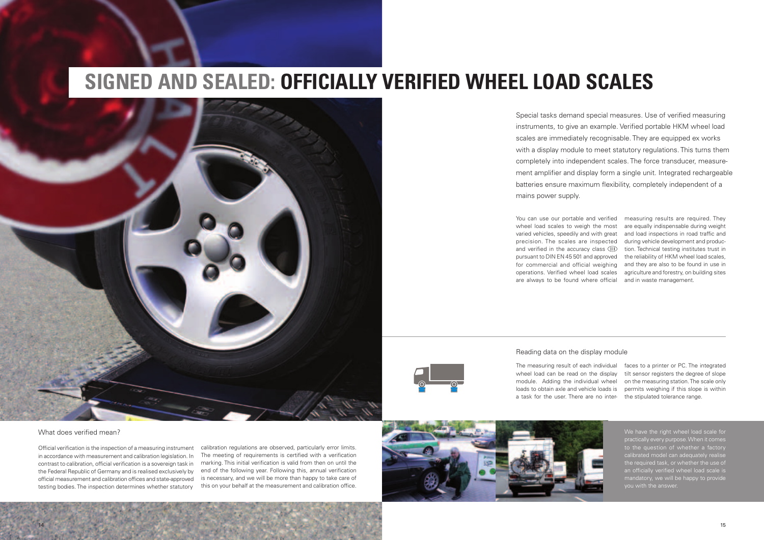# SIGNED AND SEALED: OFFICIALLY VERIFIED WHEEL LOAD SCALES

Special tasks demand special measures. Use of verified measuring instruments, to give an example. Verified portable HKM wheel load scales are immediately recognisable. They are equipped ex works with a display module to meet statutory regulations. This turns them completely into independent scales. The force transducer, measurement amplifier and display form a single unit. Integrated rechargeable batteries ensure maximum flexibility, completely independent of a mains power supply.

You can use our portable and verified wheel load scales to weigh the most varied vehicles, speedily and with great precision. The scales are inspected and verified in the accuracy class (IIII) pursuant to DIN EN 45 501 and approved for commercial and official weighing operations. Verified wheel load scales are always to be found where official measuring results are required. They are equally indispensable during weight and load inspections in road traffic and during vehicle development and production. Technical testing institutes trust in the reliability of HKM wheel load scales, and they are also to be found in use in agriculture and forestry, on building sites and in waste management.

## Reading data on the display module

The measuring result of each individual wheel load can be read on the display module. Adding the individual wheel loads to obtain axle and vehicle loads is a task for the user. There are no interfaces to a printer or PC. The integrated tilt sensor registers the degree of slope on the measuring station. The scale only permits weighing if this slope is within the stipulated tolerance range.

## What does verified mean?

Official verification is the inspection of a measuring instrument in accordance with measurement and calibration legislation. In contrast to calibration, official verification is a sovereign task in the Federal Republic of Germany and is realised exclusively by official measurement and calibration offices and state-approved testing bodies. The inspection determines whether statutory calibration regulations are observed, particularly error limits. The meeting of requirements is certified with a verification marking. This initial verification is valid from then on until the end of the following year. Following this, annual verification is necessary, and we will be more than happy to take care of this on your behalf at the measurement and calibration office.

We have the right wheel load scale for practically every purpose. When it comes to the question of whether a factory calibrated model can adequately realise the required task, or whether the use of an officially verified wheel load scale is mandatory, we will be happy to provide you with the answer.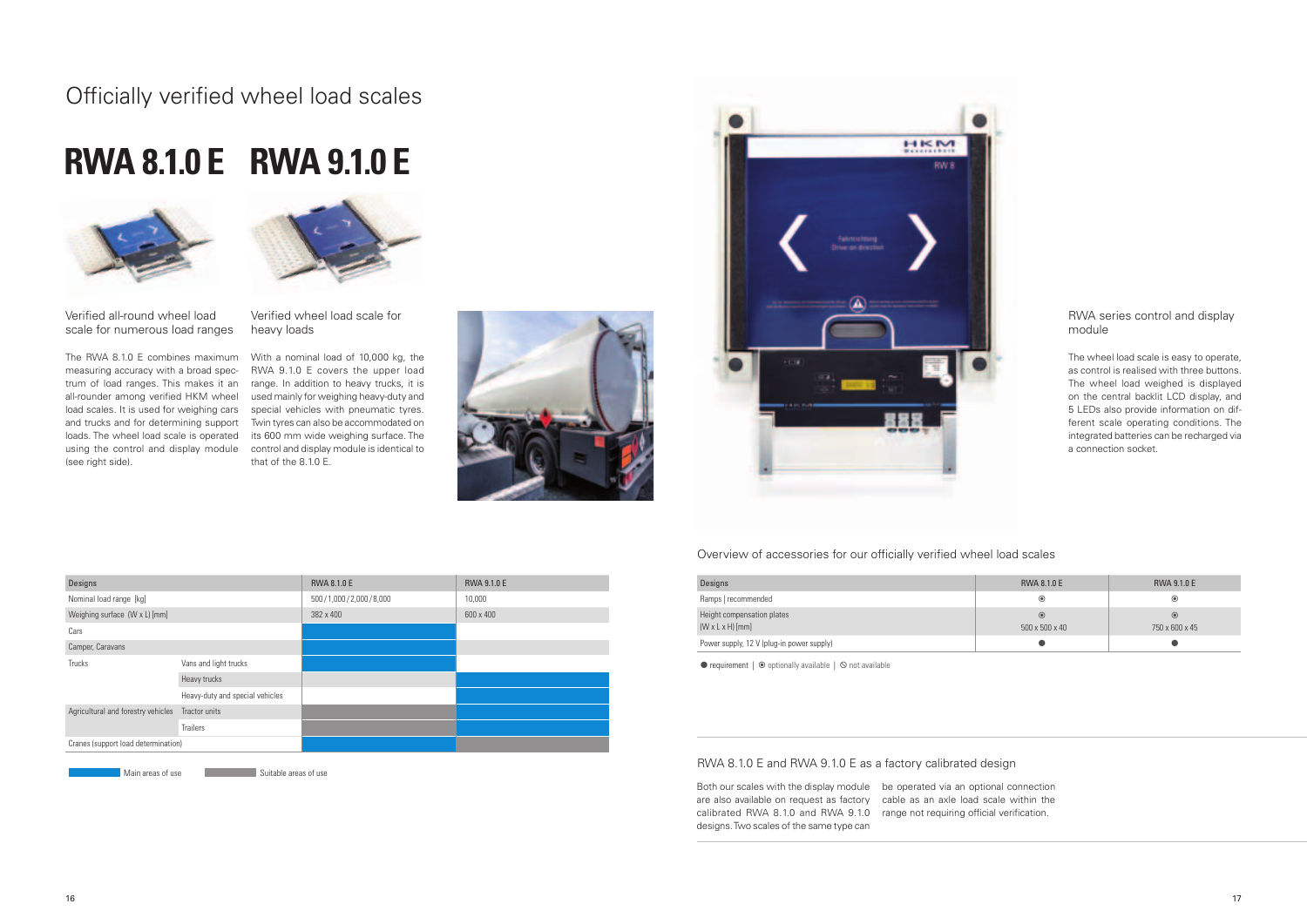# Officially verified wheel load scales

# RWA 8.1.0 E RWA 9.1.0 E

## Verified all-round wheel load scale for numerous load ranges

The RWA 8.1.0 E combines maximum measuring accuracy with a broad spectrum of load ranges. This makes it an all-rounder among verified HKM wheel load scales. It is used for weighing cars and trucks and for determining support loads. The wheel load scale is operated using the control and display module (see right side).

## Verified wheel load scale for heavy loads

With a nominal load of 10,000 kg, the RWA 9.1.0 E covers the upper load range. In addition to heavy trucks, it is used mainly for weighing heavy-duty and special vehicles with pneumatic tyres. Twin tyres can also be accommodated on its 600 mm wide weighing surface. The control and display module is identical to that of the 8.1.0 E.

| Designs | | RWA 8.1.0 E | RWA 9.1.0 E |
|---|---|---|---|
| Nominal load range [kg] | | 500 / 1,000 / 2,000 / 8,000 | 10,000 |
| Weighing surface (W x L) [mm] | | 382 x 400 | 600 x 400 |
| Cars | | Main areas of use | |
| Camper, Caravans | | Main areas of use | |
| Trucks | Vans and light trucks | Main areas of use | |
| | Heavy trucks | | Main areas of use |
| | Heavy-duty and special vehicles | | Main areas of use |
| Agricultural and forestry vehicles | Tractor units | Suitable areas of use | Main areas of use |
| | Trailers | Suitable areas of use | Main areas of use |
| Cranes (support load determination) | | Main areas of use | Suitable areas of use |

Main areas of use | Suitable areas of use

## RWA series control and display module

The wheel load scale is easy to operate, as control is realised with three buttons. The wheel load weighed is displayed on the central backlit LCD display, and 5 LEDs also provide information on different scale operating conditions. The integrated batteries can be recharged via a connection socket.

## Overview of accessories for our officially verified wheel load scales

| Designs | RWA 8.1.0 E | RWA 9.1.0 E |
|---|---|---|
| Ramps \| recommended | ⦿ | ⦿ |
| Height compensation plates (W x L x H) [mm] | ⦿ 500 x 500 x 40 | ⦿ 750 x 600 x 45 |
| Power supply, 12 V (plug-in power supply) | ● | ● |

● requirement | ⦿ optionally available | ⊘ not available

## RWA 8.1.0 E and RWA 9.1.0 E as a factory calibrated design

Both our scales with the display module are also available on request as factory calibrated RWA 8.1.0 and RWA 9.1.0 designs. Two scales of the same type can be operated via an optional connection cable as an axle load scale within the range not requiring official verification.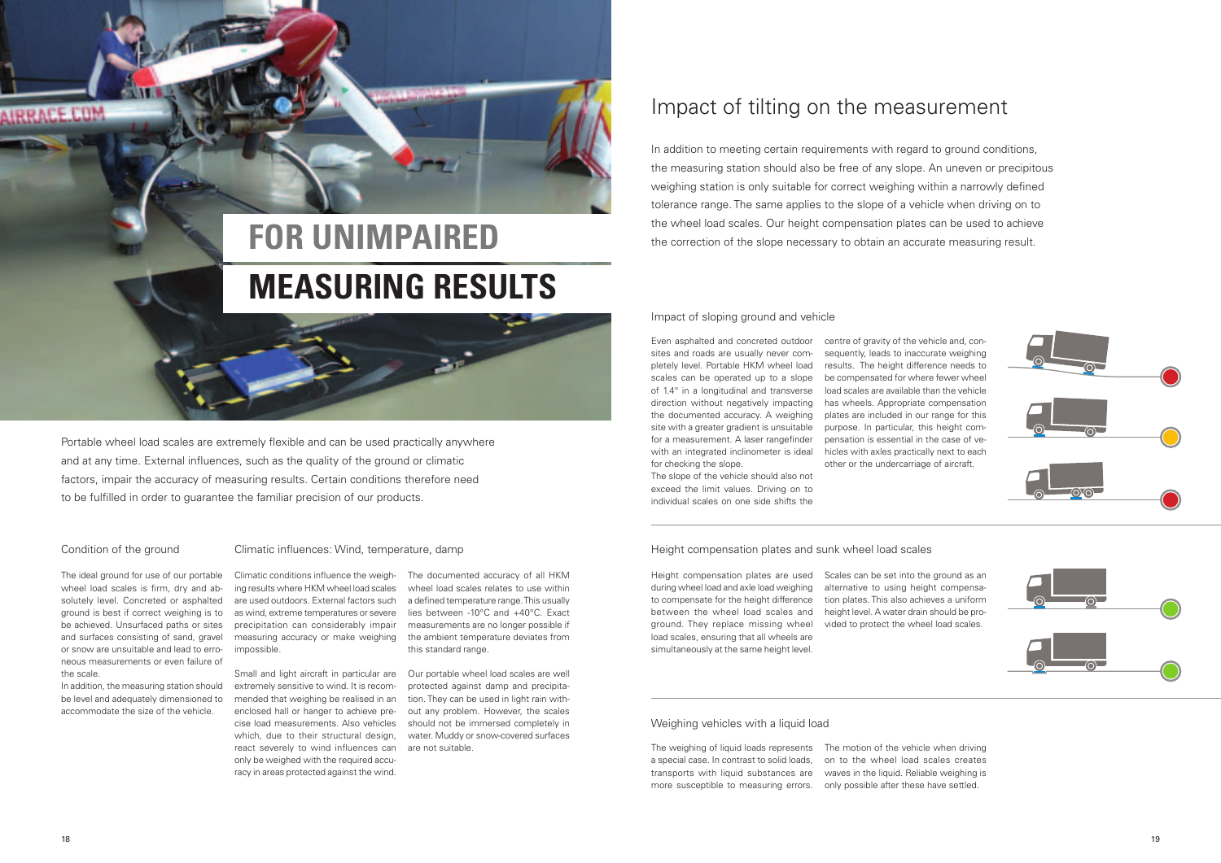# FOR UNIMPAIRED MEASURING RESULTS

Portable wheel load scales are extremely flexible and can be used practically anywhere and at any time. External influences, such as the quality of the ground or climatic factors, impair the accuracy of measuring results. Certain conditions therefore need to be fulfilled in order to guarantee the familiar precision of our products.

### Condition of the ground

The ideal ground for use of our portable wheel load scales is firm, dry and absolutely level. Concreted or asphalted ground is best if correct weighing is to be achieved. Unsurfaced paths or sites and surfaces consisting of sand, gravel or snow are unsuitable and lead to erroneous measurements or even failure of the scale.

In addition, the measuring station should be level and adequately dimensioned to accommodate the size of the vehicle.

### Climatic influences: Wind, temperature, damp

Climatic conditions influence the weighing results where HKM wheel load scales are used outdoors. External factors such as wind, extreme temperatures or severe precipitation can considerably impair measuring accuracy or make weighing impossible.

Small and light aircraft in particular are extremely sensitive to wind. It is recommended that weighing be realised in an enclosed hall or hanger to achieve precise load measurements. Also vehicles which, due to their structural design, react severely to wind influences can only be weighed with the required accuracy in areas protected against the wind.

The documented accuracy of all HKM wheel load scales relates to use within a defined temperature range. This usually lies between -10°C and +40°C. Exact measurements are no longer possible if the ambient temperature deviates from this standard range.

Our portable wheel load scales are well protected against damp and precipitation. They can be used in light rain without any problem. However, the scales should not be immersed completely in water. Muddy or snow-covered surfaces are not suitable.

# Impact of tilting on the measurement

In addition to meeting certain requirements with regard to ground conditions, the measuring station should also be free of any slope. An uneven or precipitous weighing station is only suitable for correct weighing within a narrowly defined tolerance range. The same applies to the slope of a vehicle when driving on to the wheel load scales. Our height compensation plates can be used to achieve the correction of the slope necessary to obtain an accurate measuring result.

### Impact of sloping ground and vehicle

Even asphalted and concreted outdoor sites and roads are usually never completely level. Portable HKM wheel load scales can be operated up to a slope of 1.4° in a longitudinal and transverse direction without negatively impacting the documented accuracy. A weighing site with a greater gradient is unsuitable for a measurement. A laser rangefinder with an integrated inclinometer is ideal for checking the slope.

The slope of the vehicle should also not exceed the limit values. Driving on to individual scales on one side shifts the centre of gravity of the vehicle and, consequently, leads to inaccurate weighing results. The height difference needs to be compensated for where fewer wheel load scales are available than the vehicle has wheels. Appropriate compensation plates are included in our range for this purpose. In particular, this height compensation is essential in the case of vehicles with axles practically next to each other or the undercarriage of aircraft.

### Height compensation plates and sunk wheel load scales

Height compensation plates are used during wheel load and axle load weighing to compensate for the height difference between the wheel load scales and ground. They replace missing wheel load scales, ensuring that all wheels are simultaneously at the same height level.

Scales can be set into the ground as an alternative to using height compensation plates. This also achieves a uniform height level. A water drain should be provided to protect the wheel load scales.

### Weighing vehicles with a liquid load

The weighing of liquid loads represents a special case. In contrast to solid loads, transports with liquid substances are more susceptible to measuring errors. The motion of the vehicle when driving on to the wheel load scales creates waves in the liquid. Reliable weighing is only possible after these have settled.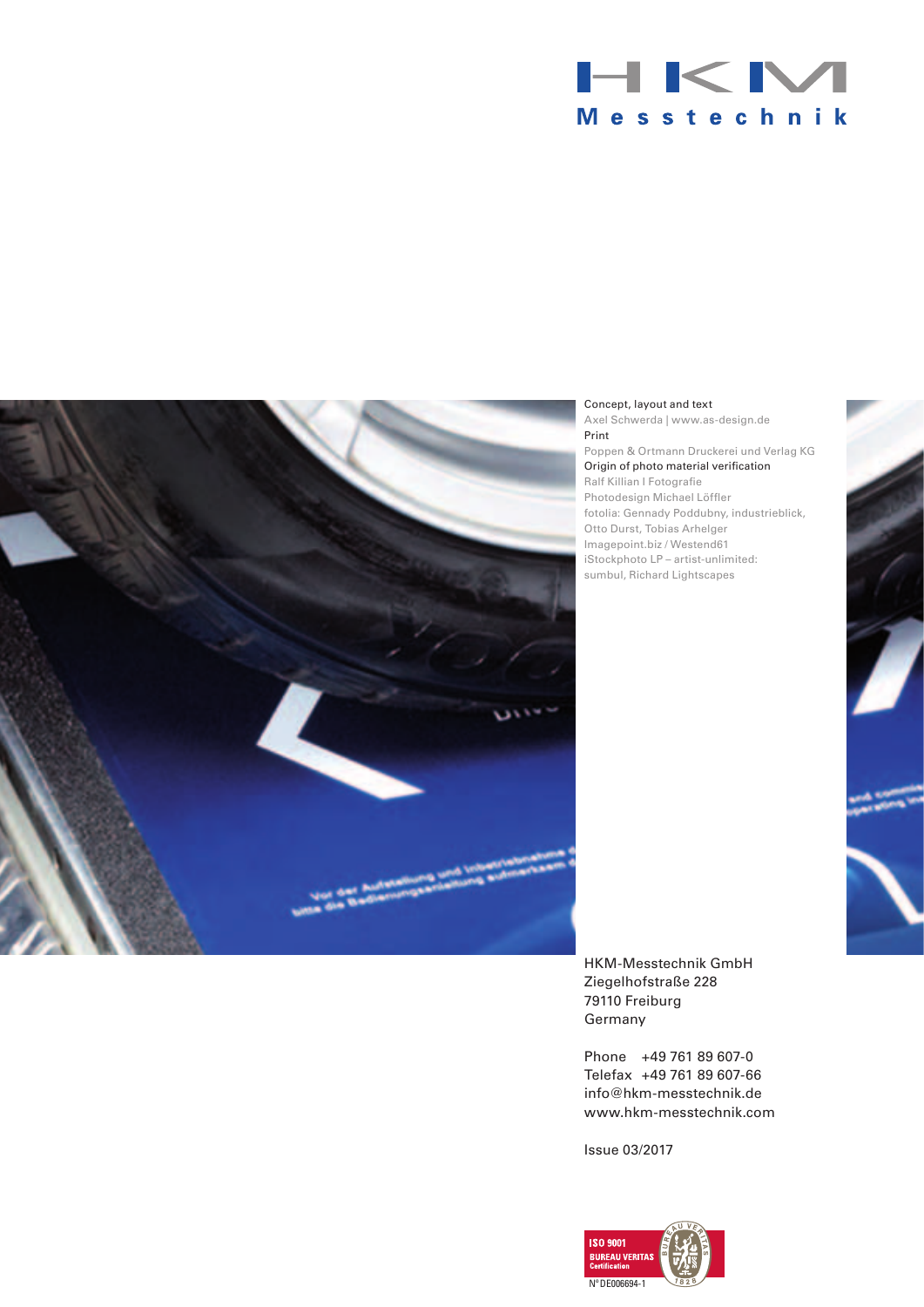HKM
Messtechnik

Concept, layout and text
Axel Schwerda | www.as-design.de
Print
Poppen & Ortmann Druckerei und Verlag KG
Origin of photo material verification
Ralf Killian I Fotografie
Photodesign Michael Löffler
fotolia: Gennady Poddubny, industrieblick,
Otto Durst, Tobias Arhelger
Imagepoint.biz / Westend61
iStockphoto LP – artist-unlimited:
sumbul, Richard Lightscapes

HKM-Messtechnik GmbH
Ziegelhofstraße 228
79110 Freiburg
Germany

Phone +49 761 89 607-0
Telefax +49 761 89 607-66
info@hkm-messtechnik.de
www.hkm-messtechnik.com

Issue 03/2017

ISO 9001
BUREAU VERITAS
Certification
N° DE006694-1